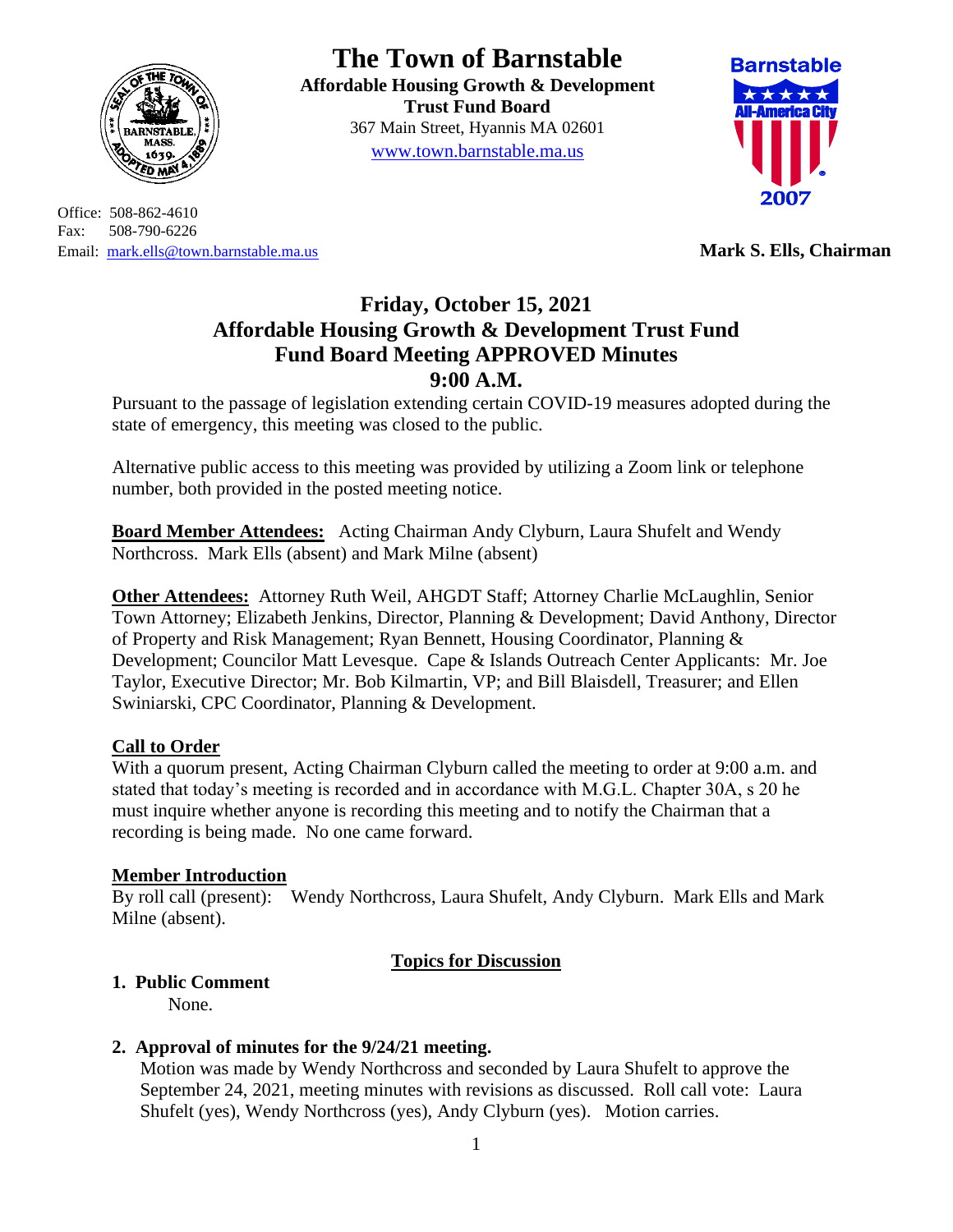# The Town of Barnstable

**Affordable Housing Growth & Development Trust Fund Board**
367 Main Street, Hyannis MA 02601
www.town.barnstable.ma.us

Office: 508-862-4610
Fax: 508-790-6226
Email: mark.ells@town.barnstable.ma.us

**Mark S. Ells, Chairman**

## Friday, October 15, 2021
## Affordable Housing Growth & Development Trust Fund
## Fund Board Meeting APPROVED Minutes
## 9:00 A.M.

Pursuant to the passage of legislation extending certain COVID-19 measures adopted during the state of emergency, this meeting was closed to the public.

Alternative public access to this meeting was provided by utilizing a Zoom link or telephone number, both provided in the posted meeting notice.

**Board Member Attendees:** Acting Chairman Andy Clyburn, Laura Shufelt and Wendy Northcross. Mark Ells (absent) and Mark Milne (absent)

**Other Attendees:** Attorney Ruth Weil, AHGDT Staff; Attorney Charlie McLaughlin, Senior Town Attorney; Elizabeth Jenkins, Director, Planning & Development; David Anthony, Director of Property and Risk Management; Ryan Bennett, Housing Coordinator, Planning & Development; Councilor Matt Levesque. Cape & Islands Outreach Center Applicants: Mr. Joe Taylor, Executive Director; Mr. Bob Kilmartin, VP; and Bill Blaisdell, Treasurer; and Ellen Swiniarski, CPC Coordinator, Planning & Development.

**Call to Order**

With a quorum present, Acting Chairman Clyburn called the meeting to order at 9:00 a.m. and stated that today's meeting is recorded and in accordance with M.G.L. Chapter 30A, s 20 he must inquire whether anyone is recording this meeting and to notify the Chairman that a recording is being made. No one came forward.

**Member Introduction**

By roll call (present): Wendy Northcross, Laura Shufelt, Andy Clyburn. Mark Ells and Mark Milne (absent).

**Topics for Discussion**

**1. Public Comment**

None.

**2. Approval of minutes for the 9/24/21 meeting.**

Motion was made by Wendy Northcross and seconded by Laura Shufelt to approve the September 24, 2021, meeting minutes with revisions as discussed. Roll call vote: Laura Shufelt (yes), Wendy Northcross (yes), Andy Clyburn (yes). Motion carries.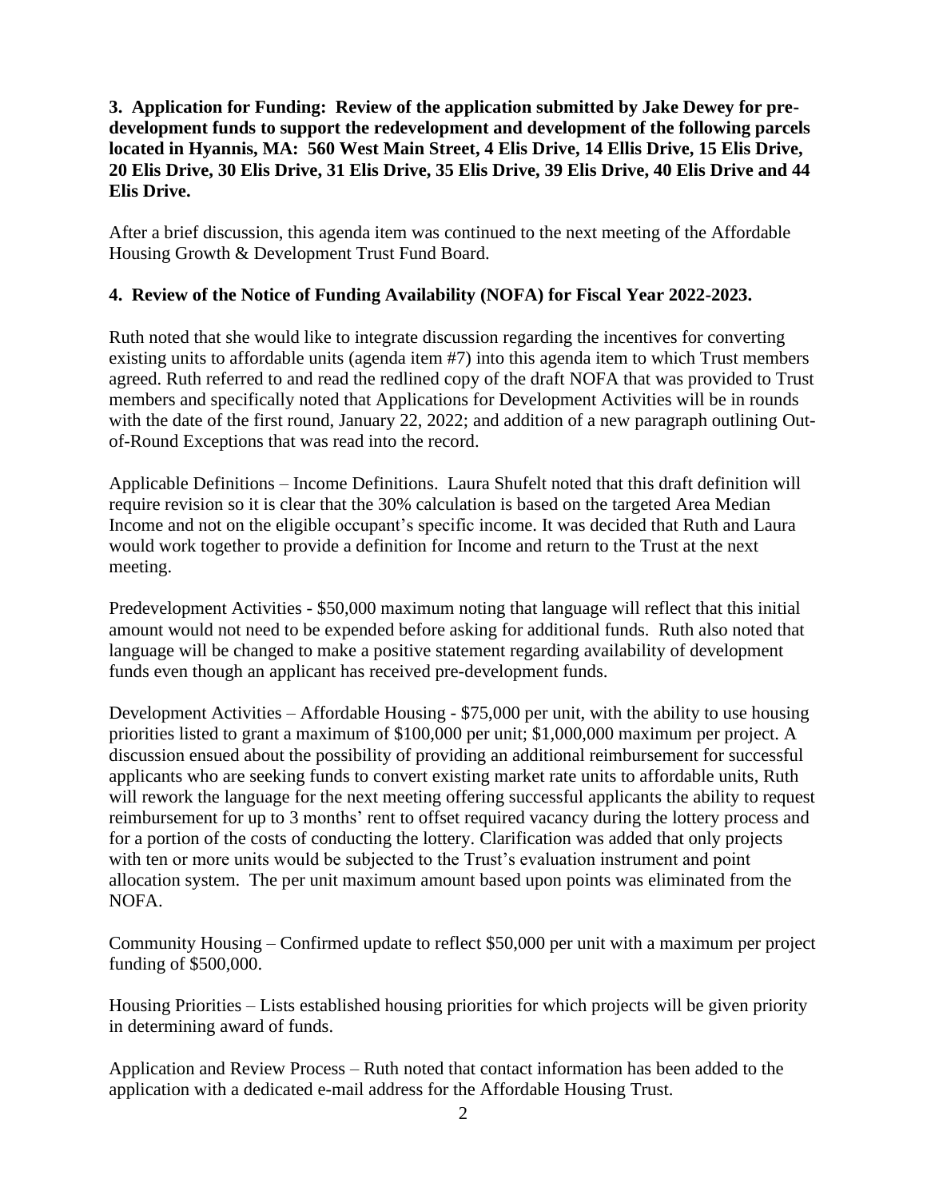**3. Application for Funding: Review of the application submitted by Jake Dewey for pre-development funds to support the redevelopment and development of the following parcels located in Hyannis, MA: 560 West Main Street, 4 Elis Drive, 14 Ellis Drive, 15 Elis Drive, 20 Elis Drive, 30 Elis Drive, 31 Elis Drive, 35 Elis Drive, 39 Elis Drive, 40 Elis Drive and 44 Elis Drive.**

After a brief discussion, this agenda item was continued to the next meeting of the Affordable Housing Growth & Development Trust Fund Board.

**4. Review of the Notice of Funding Availability (NOFA) for Fiscal Year 2022-2023.**

Ruth noted that she would like to integrate discussion regarding the incentives for converting existing units to affordable units (agenda item #7) into this agenda item to which Trust members agreed. Ruth referred to and read the redlined copy of the draft NOFA that was provided to Trust members and specifically noted that Applications for Development Activities will be in rounds with the date of the first round, January 22, 2022; and addition of a new paragraph outlining Out-of-Round Exceptions that was read into the record.

Applicable Definitions – Income Definitions. Laura Shufelt noted that this draft definition will require revision so it is clear that the 30% calculation is based on the targeted Area Median Income and not on the eligible occupant's specific income. It was decided that Ruth and Laura would work together to provide a definition for Income and return to the Trust at the next meeting.

Predevelopment Activities - $50,000 maximum noting that language will reflect that this initial amount would not need to be expended before asking for additional funds. Ruth also noted that language will be changed to make a positive statement regarding availability of development funds even though an applicant has received pre-development funds.

Development Activities – Affordable Housing - $75,000 per unit, with the ability to use housing priorities listed to grant a maximum of $100,000 per unit; $1,000,000 maximum per project. A discussion ensued about the possibility of providing an additional reimbursement for successful applicants who are seeking funds to convert existing market rate units to affordable units, Ruth will rework the language for the next meeting offering successful applicants the ability to request reimbursement for up to 3 months' rent to offset required vacancy during the lottery process and for a portion of the costs of conducting the lottery. Clarification was added that only projects with ten or more units would be subjected to the Trust's evaluation instrument and point allocation system. The per unit maximum amount based upon points was eliminated from the NOFA.

Community Housing – Confirmed update to reflect $50,000 per unit with a maximum per project funding of $500,000.

Housing Priorities – Lists established housing priorities for which projects will be given priority in determining award of funds.

Application and Review Process – Ruth noted that contact information has been added to the application with a dedicated e-mail address for the Affordable Housing Trust.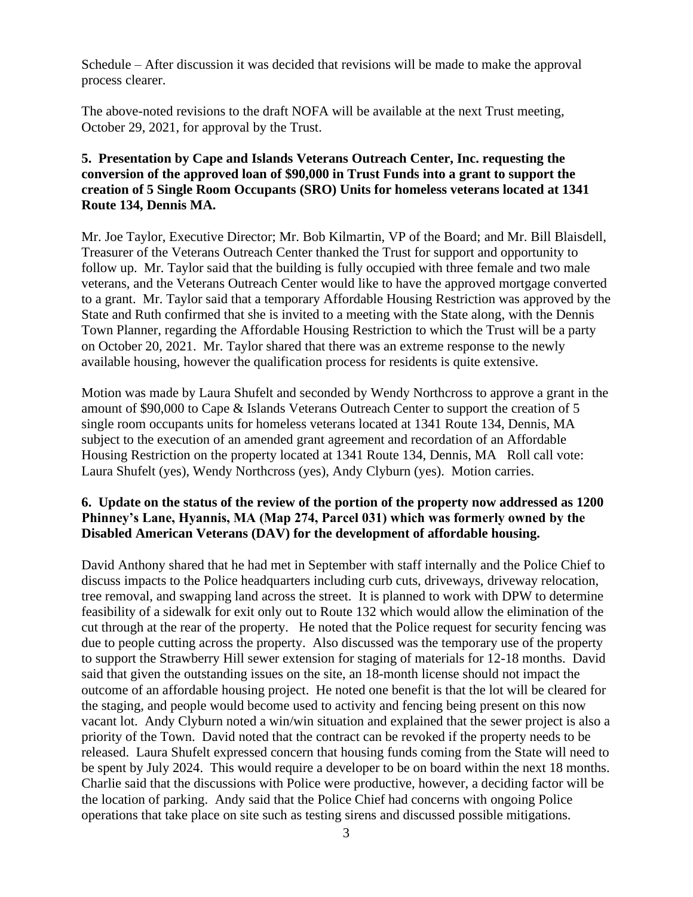Schedule – After discussion it was decided that revisions will be made to make the approval process clearer.

The above-noted revisions to the draft NOFA will be available at the next Trust meeting, October 29, 2021, for approval by the Trust.

**5. Presentation by Cape and Islands Veterans Outreach Center, Inc. requesting the conversion of the approved loan of $90,000 in Trust Funds into a grant to support the creation of 5 Single Room Occupants (SRO) Units for homeless veterans located at 1341 Route 134, Dennis MA.**

Mr. Joe Taylor, Executive Director; Mr. Bob Kilmartin, VP of the Board; and Mr. Bill Blaisdell, Treasurer of the Veterans Outreach Center thanked the Trust for support and opportunity to follow up. Mr. Taylor said that the building is fully occupied with three female and two male veterans, and the Veterans Outreach Center would like to have the approved mortgage converted to a grant. Mr. Taylor said that a temporary Affordable Housing Restriction was approved by the State and Ruth confirmed that she is invited to a meeting with the State along, with the Dennis Town Planner, regarding the Affordable Housing Restriction to which the Trust will be a party on October 20, 2021. Mr. Taylor shared that there was an extreme response to the newly available housing, however the qualification process for residents is quite extensive.

Motion was made by Laura Shufelt and seconded by Wendy Northcross to approve a grant in the amount of $90,000 to Cape & Islands Veterans Outreach Center to support the creation of 5 single room occupants units for homeless veterans located at 1341 Route 134, Dennis, MA subject to the execution of an amended grant agreement and recordation of an Affordable Housing Restriction on the property located at 1341 Route 134, Dennis, MA Roll call vote: Laura Shufelt (yes), Wendy Northcross (yes), Andy Clyburn (yes). Motion carries.

**6. Update on the status of the review of the portion of the property now addressed as 1200 Phinney's Lane, Hyannis, MA (Map 274, Parcel 031) which was formerly owned by the Disabled American Veterans (DAV) for the development of affordable housing.**

David Anthony shared that he had met in September with staff internally and the Police Chief to discuss impacts to the Police headquarters including curb cuts, driveways, driveway relocation, tree removal, and swapping land across the street. It is planned to work with DPW to determine feasibility of a sidewalk for exit only out to Route 132 which would allow the elimination of the cut through at the rear of the property. He noted that the Police request for security fencing was due to people cutting across the property. Also discussed was the temporary use of the property to support the Strawberry Hill sewer extension for staging of materials for 12-18 months. David said that given the outstanding issues on the site, an 18-month license should not impact the outcome of an affordable housing project. He noted one benefit is that the lot will be cleared for the staging, and people would become used to activity and fencing being present on this now vacant lot. Andy Clyburn noted a win/win situation and explained that the sewer project is also a priority of the Town. David noted that the contract can be revoked if the property needs to be released. Laura Shufelt expressed concern that housing funds coming from the State will need to be spent by July 2024. This would require a developer to be on board within the next 18 months. Charlie said that the discussions with Police were productive, however, a deciding factor will be the location of parking. Andy said that the Police Chief had concerns with ongoing Police operations that take place on site such as testing sirens and discussed possible mitigations.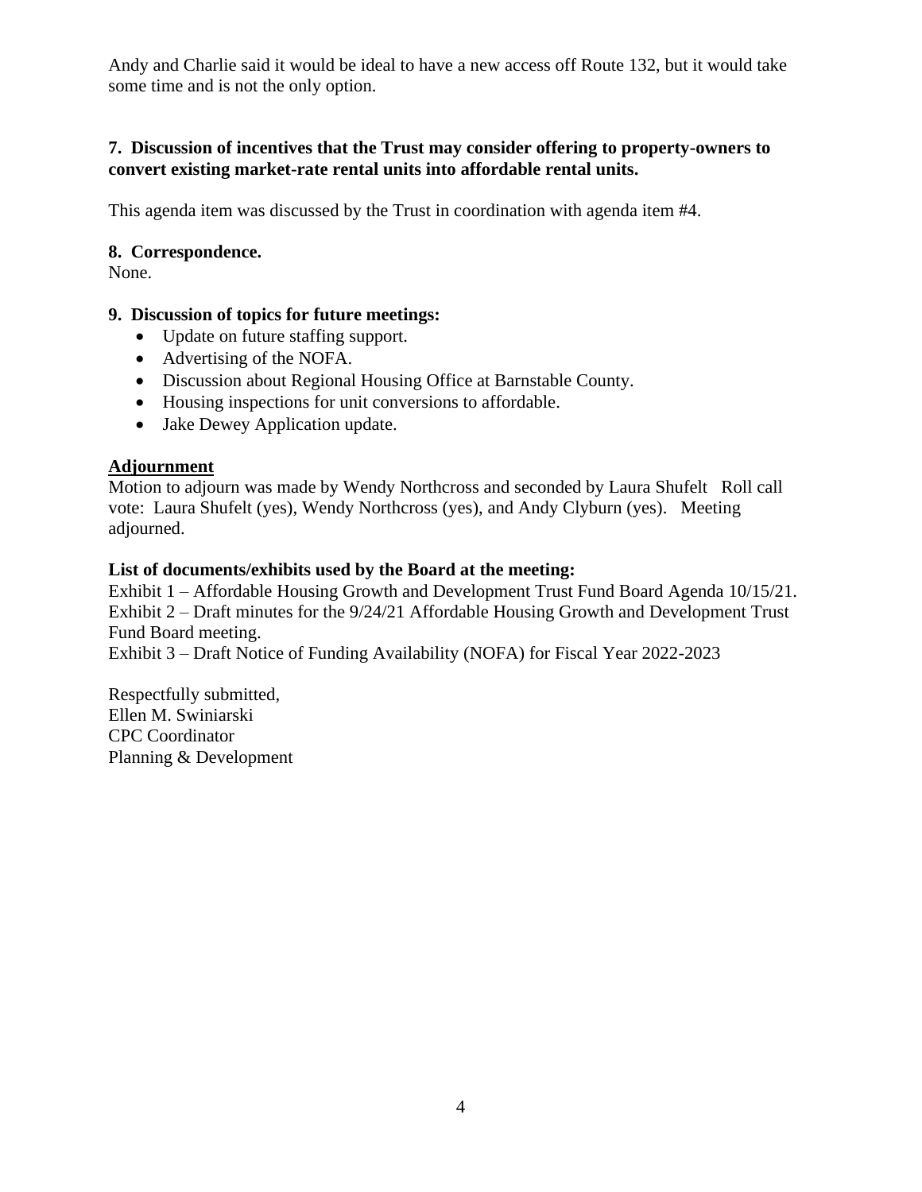Andy and Charlie said it would be ideal to have a new access off Route 132, but it would take some time and is not the only option.

**7. Discussion of incentives that the Trust may consider offering to property-owners to convert existing market-rate rental units into affordable rental units.**

This agenda item was discussed by the Trust in coordination with agenda item #4.

**8. Correspondence.**

None.

**9. Discussion of topics for future meetings:**

- Update on future staffing support.
- Advertising of the NOFA.
- Discussion about Regional Housing Office at Barnstable County.
- Housing inspections for unit conversions to affordable.
- Jake Dewey Application update.

**Adjournment**

Motion to adjourn was made by Wendy Northcross and seconded by Laura Shufelt Roll call vote: Laura Shufelt (yes), Wendy Northcross (yes), and Andy Clyburn (yes). Meeting adjourned.

**List of documents/exhibits used by the Board at the meeting:**

Exhibit 1 – Affordable Housing Growth and Development Trust Fund Board Agenda 10/15/21.
Exhibit 2 – Draft minutes for the 9/24/21 Affordable Housing Growth and Development Trust Fund Board meeting.
Exhibit 3 – Draft Notice of Funding Availability (NOFA) for Fiscal Year 2022-2023

Respectfully submitted,
Ellen M. Swiniarski
CPC Coordinator
Planning & Development